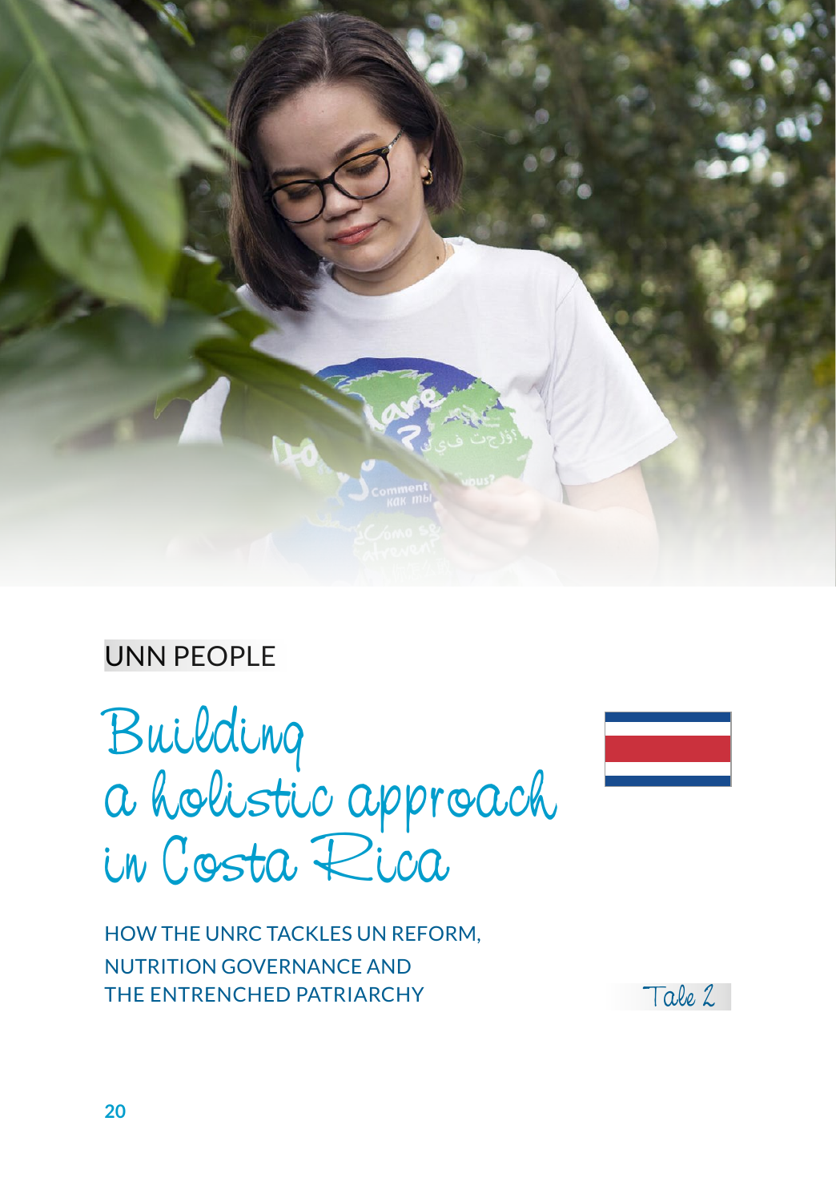UNN PEOPLE

# Building a holistic approach in Costa Rica

HOW THE UNRC TACKLES UN REFORM, NUTRITION GOVERNANCE AND THE ENTRENCHED PATRIARCHY

Tale 2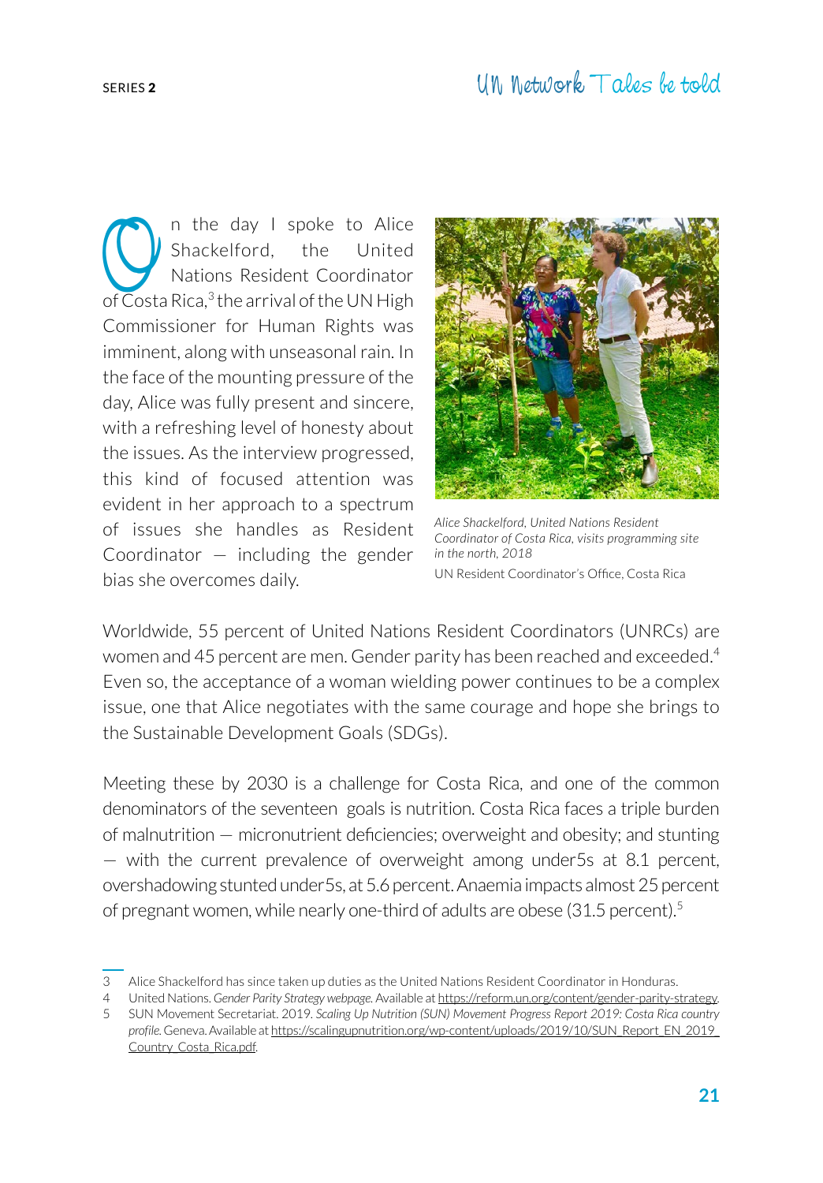On the day I spoke to Alice Shackelford, the United Nations Resident Coordinator of Costa Rica,[3] the arrival of the UN High Commissioner for Human Rights was imminent, along with unseasonal rain. In the face of the mounting pressure of the day, Alice was fully present and sincere, with a refreshing level of honesty about the issues. As the interview progressed, this kind of focused attention was evident in her approach to a spectrum of issues she handles as Resident Coordinator — including the gender bias she overcomes daily.

*Alice Shackelford, United Nations Resident Coordinator of Costa Rica, visits programming site in the north, 2018*

UN Resident Coordinator's Office, Costa Rica

Worldwide, 55 percent of United Nations Resident Coordinators (UNRCs) are women and 45 percent are men. Gender parity has been reached and exceeded.[4] Even so, the acceptance of a woman wielding power continues to be a complex issue, one that Alice negotiates with the same courage and hope she brings to the Sustainable Development Goals (SDGs).

Meeting these by 2030 is a challenge for Costa Rica, and one of the common denominators of the seventeen goals is nutrition. Costa Rica faces a triple burden of malnutrition — micronutrient deficiencies; overweight and obesity; and stunting — with the current prevalence of overweight among under5s at 8.1 percent, overshadowing stunted under5s, at 5.6 percent. Anaemia impacts almost 25 percent of pregnant women, while nearly one-third of adults are obese (31.5 percent).[5]

---

3 Alice Shackelford has since taken up duties as the United Nations Resident Coordinator in Honduras.

4 United Nations. *Gender Parity Strategy webpage.* Available at https://reform.un.org/content/gender-parity-strategy.

5 SUN Movement Secretariat. 2019. *Scaling Up Nutrition (SUN) Movement Progress Report 2019: Costa Rica country profile.* Geneva. Available at https://scalingupnutrition.org/wp-content/uploads/2019/10/SUN_Report_EN_2019_Country_Costa_Rica.pdf.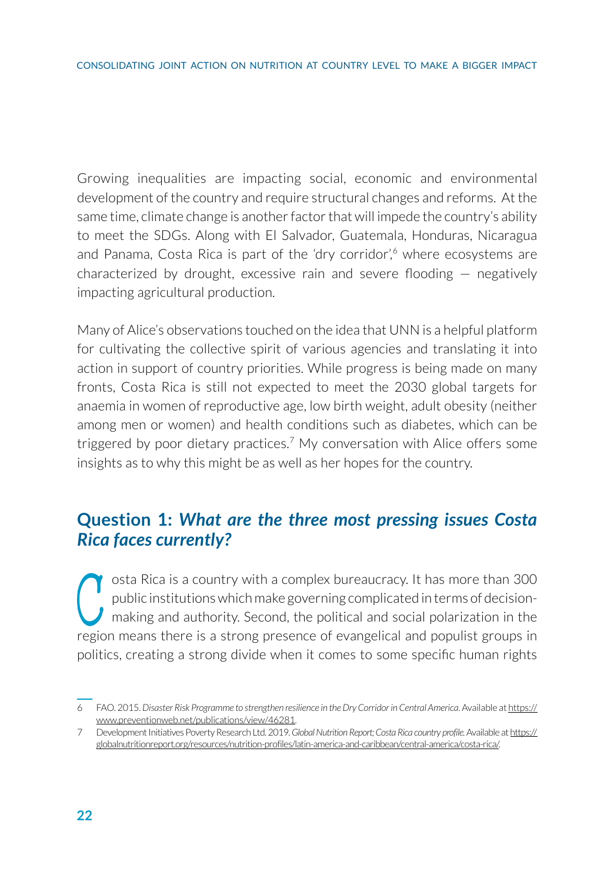Growing inequalities are impacting social, economic and environmental development of the country and require structural changes and reforms. At the same time, climate change is another factor that will impede the country's ability to meet the SDGs. Along with El Salvador, Guatemala, Honduras, Nicaragua and Panama, Costa Rica is part of the 'dry corridor',[6] where ecosystems are characterized by drought, excessive rain and severe flooding — negatively impacting agricultural production.

Many of Alice's observations touched on the idea that UNN is a helpful platform for cultivating the collective spirit of various agencies and translating it into action in support of country priorities. While progress is being made on many fronts, Costa Rica is still not expected to meet the 2030 global targets for anaemia in women of reproductive age, low birth weight, adult obesity (neither among men or women) and health conditions such as diabetes, which can be triggered by poor dietary practices.[7] My conversation with Alice offers some insights as to why this might be as well as her hopes for the country.

## Question 1: *What are the three most pressing issues Costa Rica faces currently?*

Costa Rica is a country with a complex bureaucracy. It has more than 300 public institutions which make governing complicated in terms of decision-making and authority. Second, the political and social polarization in the region means there is a strong presence of evangelical and populist groups in politics, creating a strong divide when it comes to some specific human rights

---

6 FAO. 2015. *Disaster Risk Programme to strengthen resilience in the Dry Corridor in Central America*. Available at https://www.preventionweb.net/publications/view/46281.

7 Development Initiatives Poverty Research Ltd. 2019. *Global Nutrition Report; Costa Rica country profile.* Available at https://globalnutritionreport.org/resources/nutrition-profiles/latin-america-and-caribbean/central-america/costa-rica/.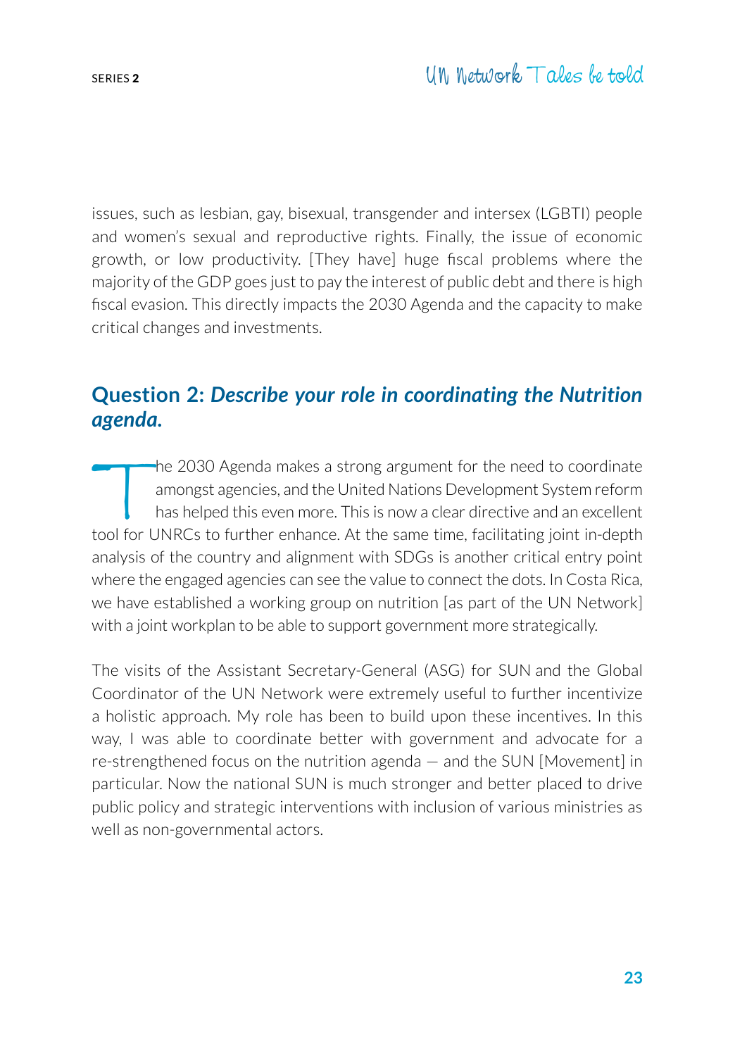issues, such as lesbian, gay, bisexual, transgender and intersex (LGBTI) people and women's sexual and reproductive rights. Finally, the issue of economic growth, or low productivity. [They have] huge fiscal problems where the majority of the GDP goes just to pay the interest of public debt and there is high fiscal evasion. This directly impacts the 2030 Agenda and the capacity to make critical changes and investments.

## Question 2: *Describe your role in coordinating the Nutrition agenda.*

The 2030 Agenda makes a strong argument for the need to coordinate amongst agencies, and the United Nations Development System reform has helped this even more. This is now a clear directive and an excellent tool for UNRCs to further enhance. At the same time, facilitating joint in-depth analysis of the country and alignment with SDGs is another critical entry point where the engaged agencies can see the value to connect the dots. In Costa Rica, we have established a working group on nutrition [as part of the UN Network] with a joint workplan to be able to support government more strategically.

The visits of the Assistant Secretary-General (ASG) for SUN and the Global Coordinator of the UN Network were extremely useful to further incentivize a holistic approach. My role has been to build upon these incentives. In this way, I was able to coordinate better with government and advocate for a re-strengthened focus on the nutrition agenda — and the SUN [Movement] in particular. Now the national SUN is much stronger and better placed to drive public policy and strategic interventions with inclusion of various ministries as well as non-governmental actors.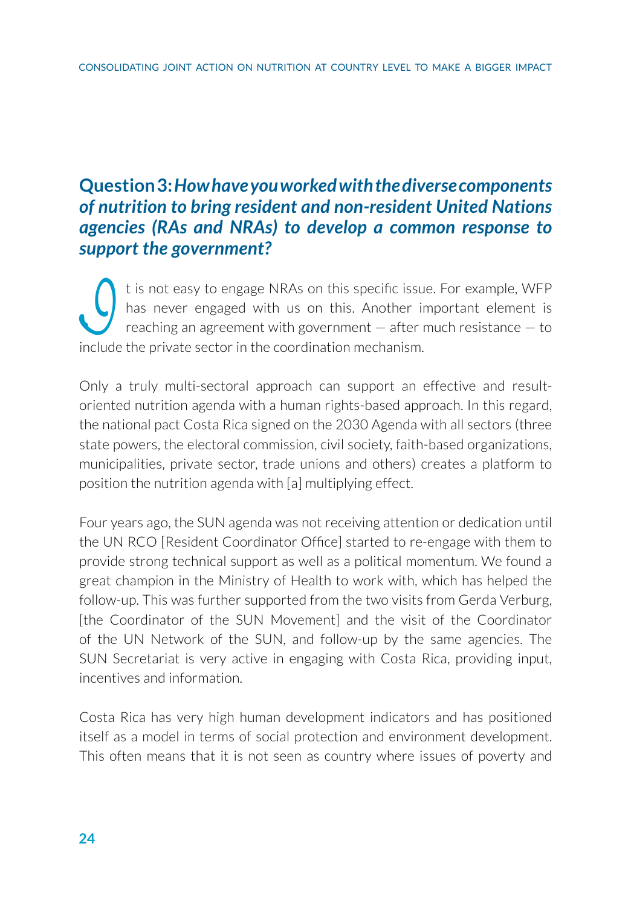## Question 3: *How have you worked with the diverse components of nutrition to bring resident and non-resident United Nations agencies (RAs and NRAs) to develop a common response to support the government?*

It is not easy to engage NRAs on this specific issue. For example, WFP has never engaged with us on this. Another important element is reaching an agreement with government — after much resistance — to include the private sector in the coordination mechanism.

Only a truly multi-sectoral approach can support an effective and result-oriented nutrition agenda with a human rights-based approach. In this regard, the national pact Costa Rica signed on the 2030 Agenda with all sectors (three state powers, the electoral commission, civil society, faith-based organizations, municipalities, private sector, trade unions and others) creates a platform to position the nutrition agenda with [a] multiplying effect.

Four years ago, the SUN agenda was not receiving attention or dedication until the UN RCO [Resident Coordinator Office] started to re-engage with them to provide strong technical support as well as a political momentum. We found a great champion in the Ministry of Health to work with, which has helped the follow-up. This was further supported from the two visits from Gerda Verburg, [the Coordinator of the SUN Movement] and the visit of the Coordinator of the UN Network of the SUN, and follow-up by the same agencies. The SUN Secretariat is very active in engaging with Costa Rica, providing input, incentives and information.

Costa Rica has very high human development indicators and has positioned itself as a model in terms of social protection and environment development. This often means that it is not seen as country where issues of poverty and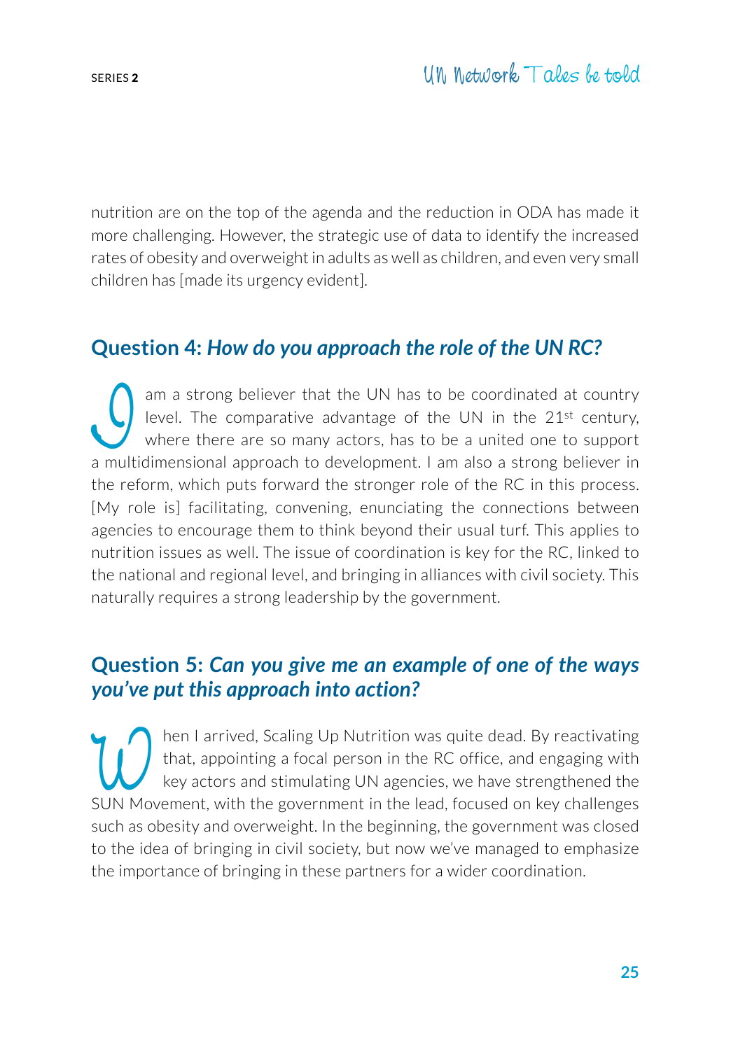nutrition are on the top of the agenda and the reduction in ODA has made it more challenging. However, the strategic use of data to identify the increased rates of obesity and overweight in adults as well as children, and even very small children has [made its urgency evident].

## Question 4: *How do you approach the role of the UN RC?*

I am a strong believer that the UN has to be coordinated at country level. The comparative advantage of the UN in the 21st century, where there are so many actors, has to be a united one to support a multidimensional approach to development. I am also a strong believer in the reform, which puts forward the stronger role of the RC in this process. [My role is] facilitating, convening, enunciating the connections between agencies to encourage them to think beyond their usual turf. This applies to nutrition issues as well. The issue of coordination is key for the RC, linked to the national and regional level, and bringing in alliances with civil society. This naturally requires a strong leadership by the government.

## Question 5: *Can you give me an example of one of the ways you've put this approach into action?*

When I arrived, Scaling Up Nutrition was quite dead. By reactivating that, appointing a focal person in the RC office, and engaging with key actors and stimulating UN agencies, we have strengthened the SUN Movement, with the government in the lead, focused on key challenges such as obesity and overweight. In the beginning, the government was closed to the idea of bringing in civil society, but now we've managed to emphasize the importance of bringing in these partners for a wider coordination.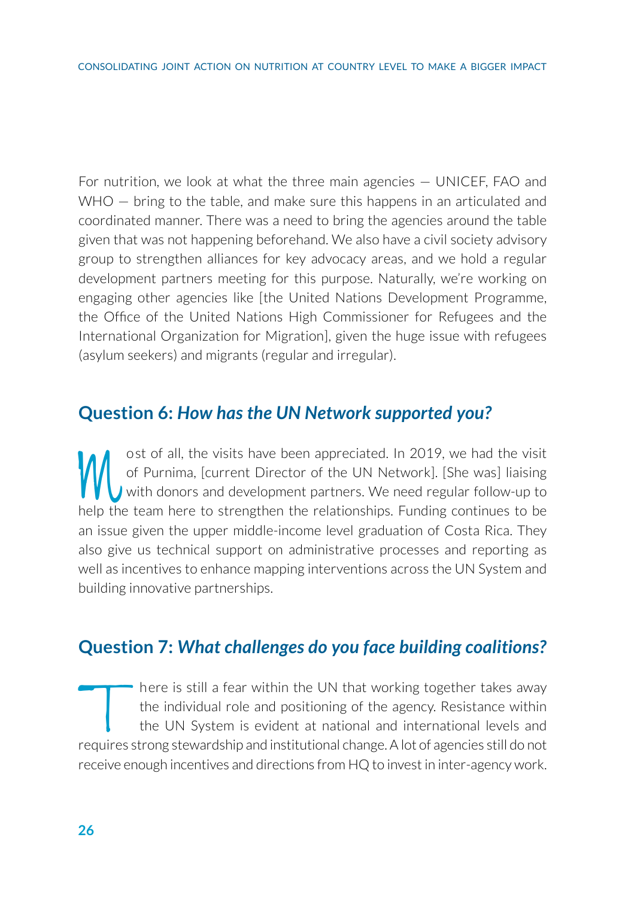For nutrition, we look at what the three main agencies — UNICEF, FAO and WHO — bring to the table, and make sure this happens in an articulated and coordinated manner. There was a need to bring the agencies around the table given that was not happening beforehand. We also have a civil society advisory group to strengthen alliances for key advocacy areas, and we hold a regular development partners meeting for this purpose. Naturally, we're working on engaging other agencies like [the United Nations Development Programme, the Office of the United Nations High Commissioner for Refugees and the International Organization for Migration], given the huge issue with refugees (asylum seekers) and migrants (regular and irregular).

## Question 6: *How has the UN Network supported you?*

Most of all, the visits have been appreciated. In 2019, we had the visit of Purnima, [current Director of the UN Network]. [She was] liaising with donors and development partners. We need regular follow-up to help the team here to strengthen the relationships. Funding continues to be an issue given the upper middle-income level graduation of Costa Rica. They also give us technical support on administrative processes and reporting as well as incentives to enhance mapping interventions across the UN System and building innovative partnerships.

## Question 7: *What challenges do you face building coalitions?*

There is still a fear within the UN that working together takes away the individual role and positioning of the agency. Resistance within the UN System is evident at national and international levels and requires strong stewardship and institutional change. A lot of agencies still do not receive enough incentives and directions from HQ to invest in inter-agency work.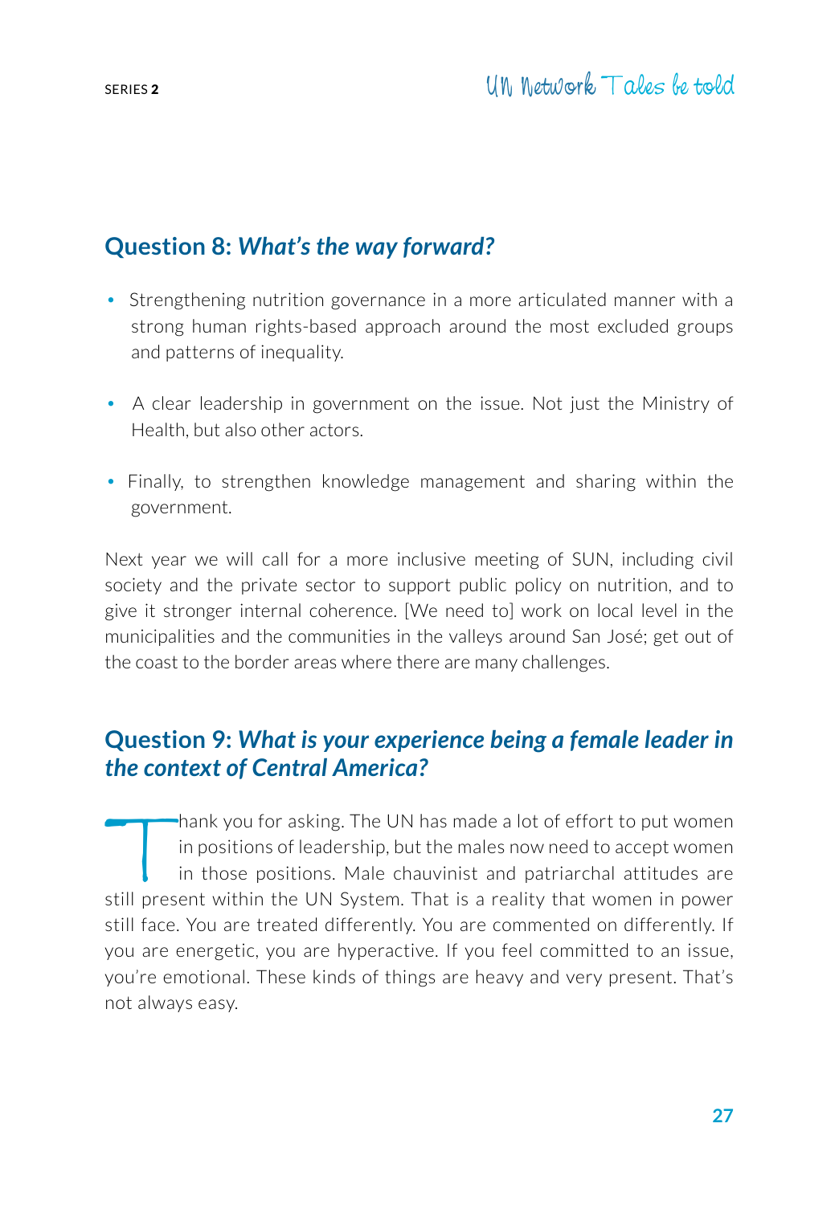## Question 8: *What's the way forward?*

- Strengthening nutrition governance in a more articulated manner with a strong human rights-based approach around the most excluded groups and patterns of inequality.
- A clear leadership in government on the issue. Not just the Ministry of Health, but also other actors.
- Finally, to strengthen knowledge management and sharing within the government.

Next year we will call for a more inclusive meeting of SUN, including civil society and the private sector to support public policy on nutrition, and to give it stronger internal coherence. [We need to] work on local level in the municipalities and the communities in the valleys around San José; get out of the coast to the border areas where there are many challenges.

## Question 9: *What is your experience being a female leader in the context of Central America?*

Thank you for asking. The UN has made a lot of effort to put women in positions of leadership, but the males now need to accept women in those positions. Male chauvinist and patriarchal attitudes are still present within the UN System. That is a reality that women in power still face. You are treated differently. You are commented on differently. If you are energetic, you are hyperactive. If you feel committed to an issue, you're emotional. These kinds of things are heavy and very present. That's not always easy.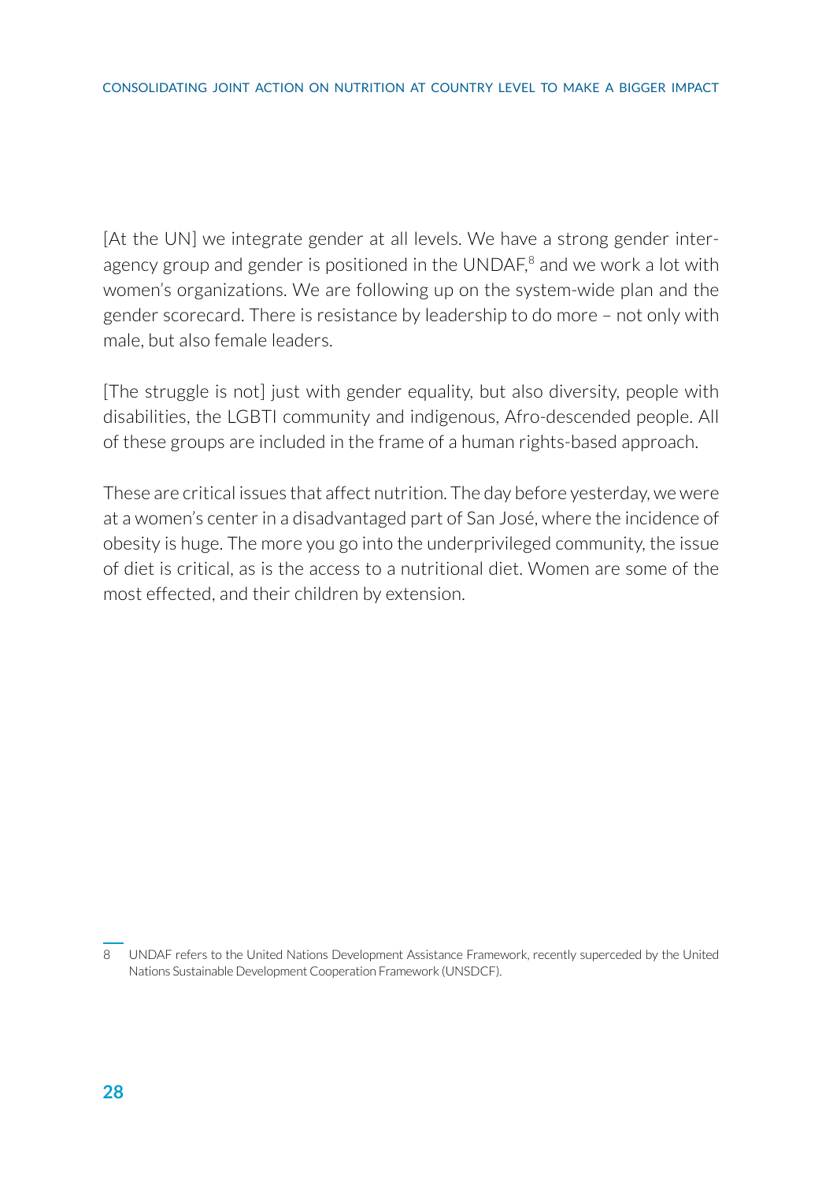[At the UN] we integrate gender at all levels. We have a strong gender inter-agency group and gender is positioned in the UNDAF,[8] and we work a lot with women's organizations. We are following up on the system-wide plan and the gender scorecard. There is resistance by leadership to do more – not only with male, but also female leaders.

[The struggle is not] just with gender equality, but also diversity, people with disabilities, the LGBTI community and indigenous, Afro-descended people. All of these groups are included in the frame of a human rights-based approach.

These are critical issues that affect nutrition. The day before yesterday, we were at a women's center in a disadvantaged part of San José, where the incidence of obesity is huge. The more you go into the underprivileged community, the issue of diet is critical, as is the access to a nutritional diet. Women are some of the most effected, and their children by extension.

---

8 UNDAF refers to the United Nations Development Assistance Framework, recently superceded by the United Nations Sustainable Development Cooperation Framework (UNSDCF).